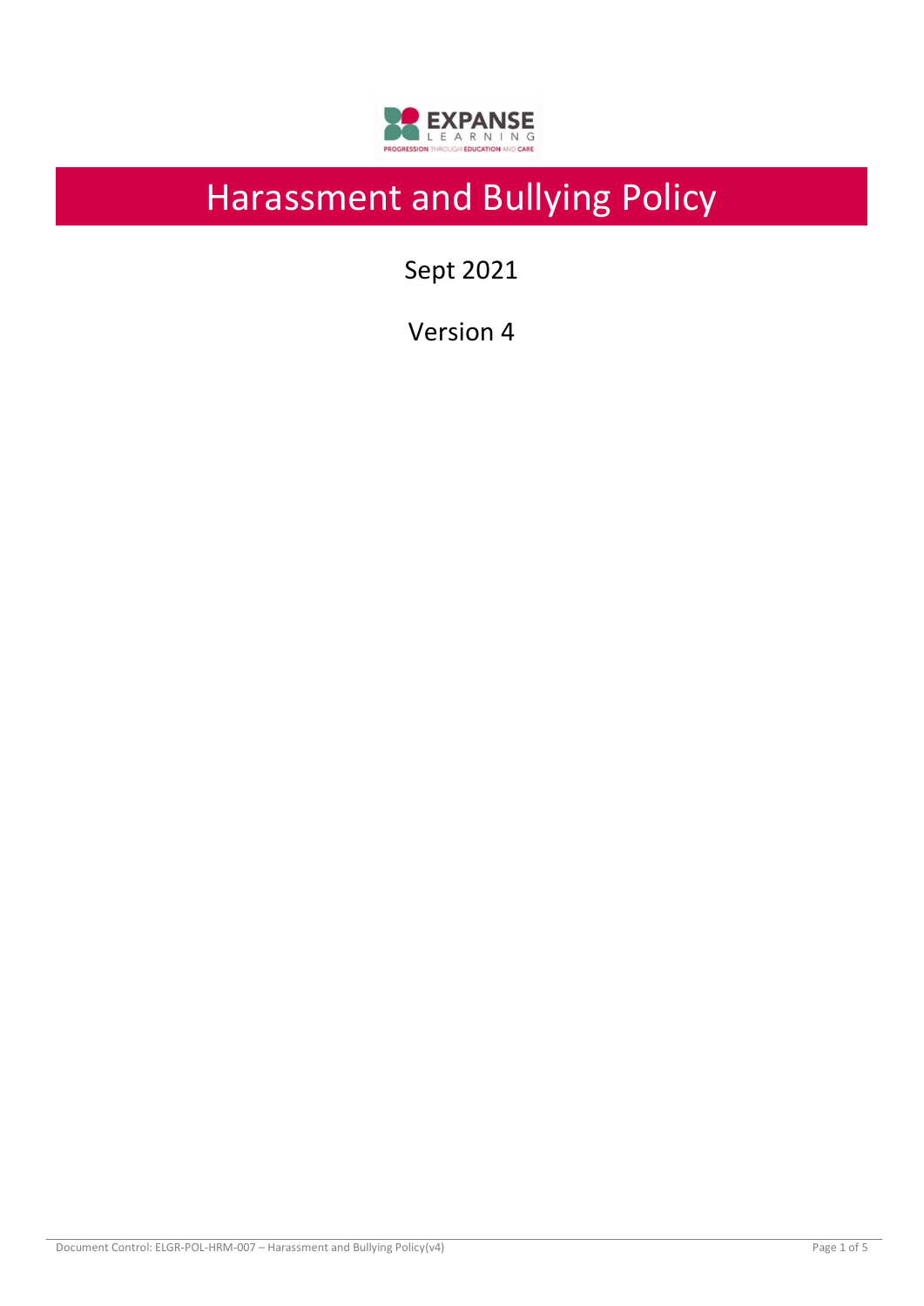# Harassment and Bullying Policy

Sept 2021

Version 4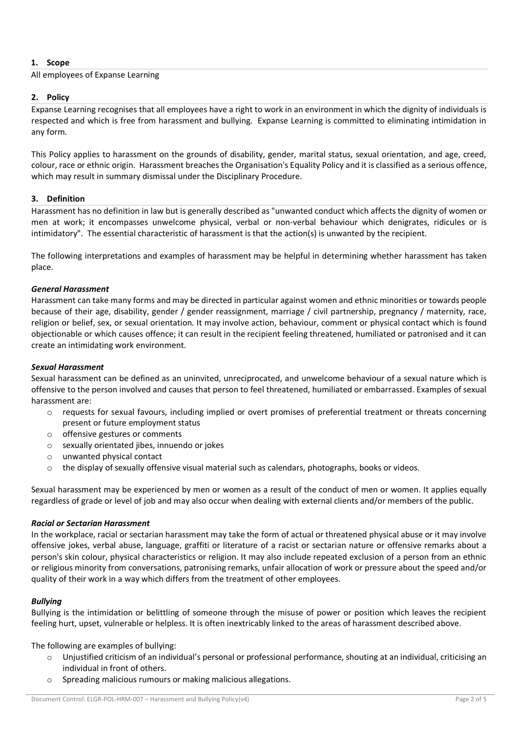## 1. Scope

All employees of Expanse Learning

## 2. Policy

Expanse Learning recognises that all employees have a right to work in an environment in which the dignity of individuals is respected and which is free from harassment and bullying. Expanse Learning is committed to eliminating intimidation in any form.

This Policy applies to harassment on the grounds of disability, gender, marital status, sexual orientation, and age, creed, colour, race or ethnic origin. Harassment breaches the Organisation's Equality Policy and it is classified as a serious offence, which may result in summary dismissal under the Disciplinary Procedure.

## 3. Definition

Harassment has no definition in law but is generally described as "unwanted conduct which affects the dignity of women or men at work; it encompasses unwelcome physical, verbal or non-verbal behaviour which denigrates, ridicules or is intimidatory". The essential characteristic of harassment is that the action(s) is unwanted by the recipient.

The following interpretations and examples of harassment may be helpful in determining whether harassment has taken place.

### *General Harassment*

Harassment can take many forms and may be directed in particular against women and ethnic minorities or towards people because of their age, disability, gender / gender reassignment, marriage / civil partnership, pregnancy / maternity, race, religion or belief, sex, or sexual orientation. It may involve action, behaviour, comment or physical contact which is found objectionable or which causes offence; it can result in the recipient feeling threatened, humiliated or patronised and it can create an intimidating work environment.

### *Sexual Harassment*

Sexual harassment can be defined as an uninvited, unreciprocated, and unwelcome behaviour of a sexual nature which is offensive to the person involved and causes that person to feel threatened, humiliated or embarrassed. Examples of sexual harassment are:

- requests for sexual favours, including implied or overt promises of preferential treatment or threats concerning present or future employment status
- offensive gestures or comments
- sexually orientated jibes, innuendo or jokes
- unwanted physical contact
- the display of sexually offensive visual material such as calendars, photographs, books or videos.

Sexual harassment may be experienced by men or women as a result of the conduct of men or women. It applies equally regardless of grade or level of job and may also occur when dealing with external clients and/or members of the public.

### *Racial or Sectarian Harassment*

In the workplace, racial or sectarian harassment may take the form of actual or threatened physical abuse or it may involve offensive jokes, verbal abuse, language, graffiti or literature of a racist or sectarian nature or offensive remarks about a person's skin colour, physical characteristics or religion. It may also include repeated exclusion of a person from an ethnic or religious minority from conversations, patronising remarks, unfair allocation of work or pressure about the speed and/or quality of their work in a way which differs from the treatment of other employees.

### *Bullying*

Bullying is the intimidation or belittling of someone through the misuse of power or position which leaves the recipient feeling hurt, upset, vulnerable or helpless. It is often inextricably linked to the areas of harassment described above.

The following are examples of bullying:

- Unjustified criticism of an individual's personal or professional performance, shouting at an individual, criticising an individual in front of others.
- Spreading malicious rumours or making malicious allegations.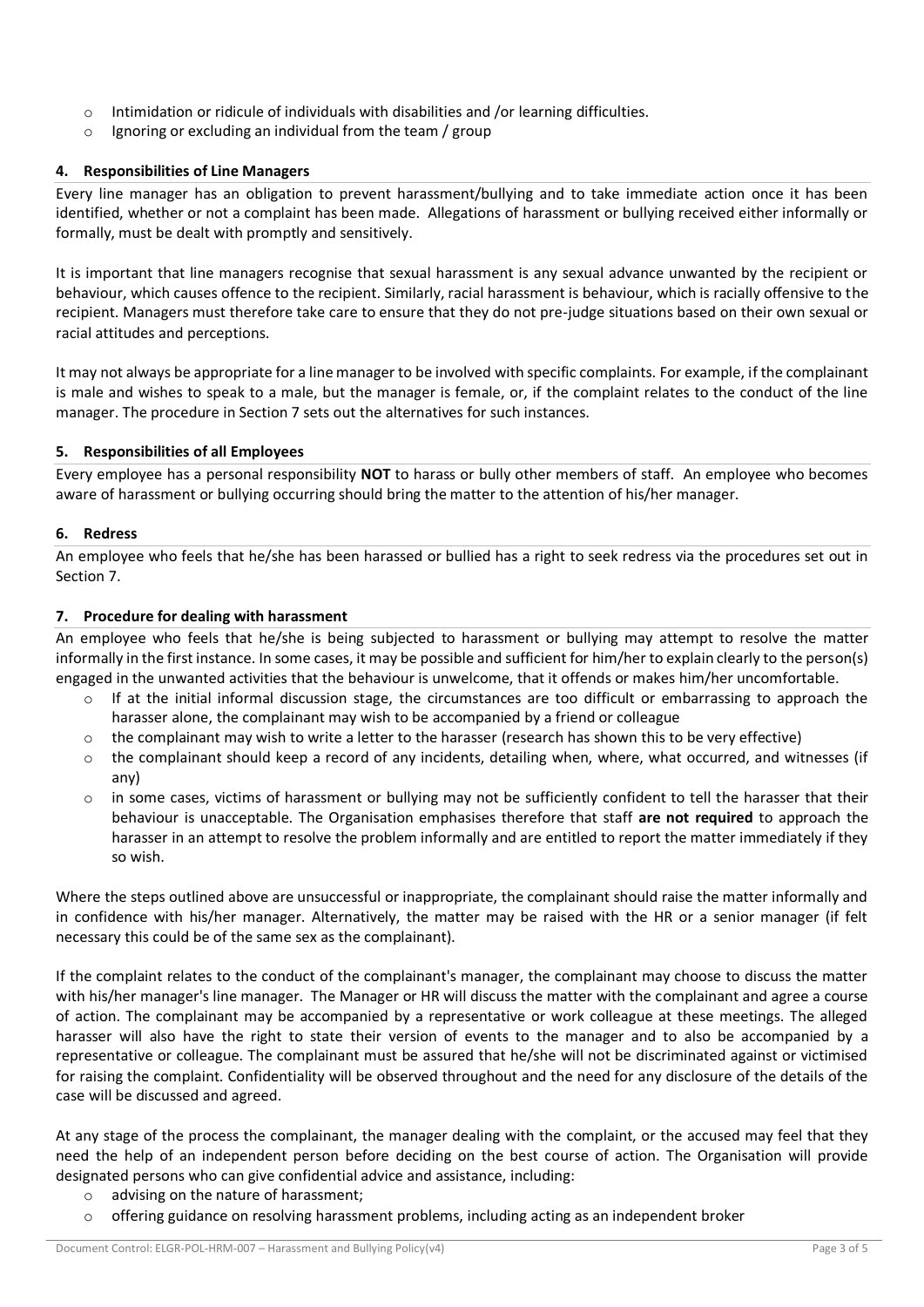- Intimidation or ridicule of individuals with disabilities and /or learning difficulties.
- Ignoring or excluding an individual from the team / group

### 4. Responsibilities of Line Managers

Every line manager has an obligation to prevent harassment/bullying and to take immediate action once it has been identified, whether or not a complaint has been made. Allegations of harassment or bullying received either informally or formally, must be dealt with promptly and sensitively.

It is important that line managers recognise that sexual harassment is any sexual advance unwanted by the recipient or behaviour, which causes offence to the recipient. Similarly, racial harassment is behaviour, which is racially offensive to the recipient. Managers must therefore take care to ensure that they do not pre-judge situations based on their own sexual or racial attitudes and perceptions.

It may not always be appropriate for a line manager to be involved with specific complaints. For example, if the complainant is male and wishes to speak to a male, but the manager is female, or, if the complaint relates to the conduct of the line manager. The procedure in Section 7 sets out the alternatives for such instances.

### 5. Responsibilities of all Employees

Every employee has a personal responsibility **NOT** to harass or bully other members of staff. An employee who becomes aware of harassment or bullying occurring should bring the matter to the attention of his/her manager.

### 6. Redress

An employee who feels that he/she has been harassed or bullied has a right to seek redress via the procedures set out in Section 7.

### 7. Procedure for dealing with harassment

An employee who feels that he/she is being subjected to harassment or bullying may attempt to resolve the matter informally in the first instance. In some cases, it may be possible and sufficient for him/her to explain clearly to the person(s) engaged in the unwanted activities that the behaviour is unwelcome, that it offends or makes him/her uncomfortable.

- If at the initial informal discussion stage, the circumstances are too difficult or embarrassing to approach the harasser alone, the complainant may wish to be accompanied by a friend or colleague
- the complainant may wish to write a letter to the harasser (research has shown this to be very effective)
- the complainant should keep a record of any incidents, detailing when, where, what occurred, and witnesses (if any)
- in some cases, victims of harassment or bullying may not be sufficiently confident to tell the harasser that their behaviour is unacceptable. The Organisation emphasises therefore that staff **are not required** to approach the harasser in an attempt to resolve the problem informally and are entitled to report the matter immediately if they so wish.

Where the steps outlined above are unsuccessful or inappropriate, the complainant should raise the matter informally and in confidence with his/her manager. Alternatively, the matter may be raised with the HR or a senior manager (if felt necessary this could be of the same sex as the complainant).

If the complaint relates to the conduct of the complainant's manager, the complainant may choose to discuss the matter with his/her manager's line manager. The Manager or HR will discuss the matter with the complainant and agree a course of action. The complainant may be accompanied by a representative or work colleague at these meetings. The alleged harasser will also have the right to state their version of events to the manager and to also be accompanied by a representative or colleague. The complainant must be assured that he/she will not be discriminated against or victimised for raising the complaint. Confidentiality will be observed throughout and the need for any disclosure of the details of the case will be discussed and agreed.

At any stage of the process the complainant, the manager dealing with the complaint, or the accused may feel that they need the help of an independent person before deciding on the best course of action. The Organisation will provide designated persons who can give confidential advice and assistance, including:

- advising on the nature of harassment;
- offering guidance on resolving harassment problems, including acting as an independent broker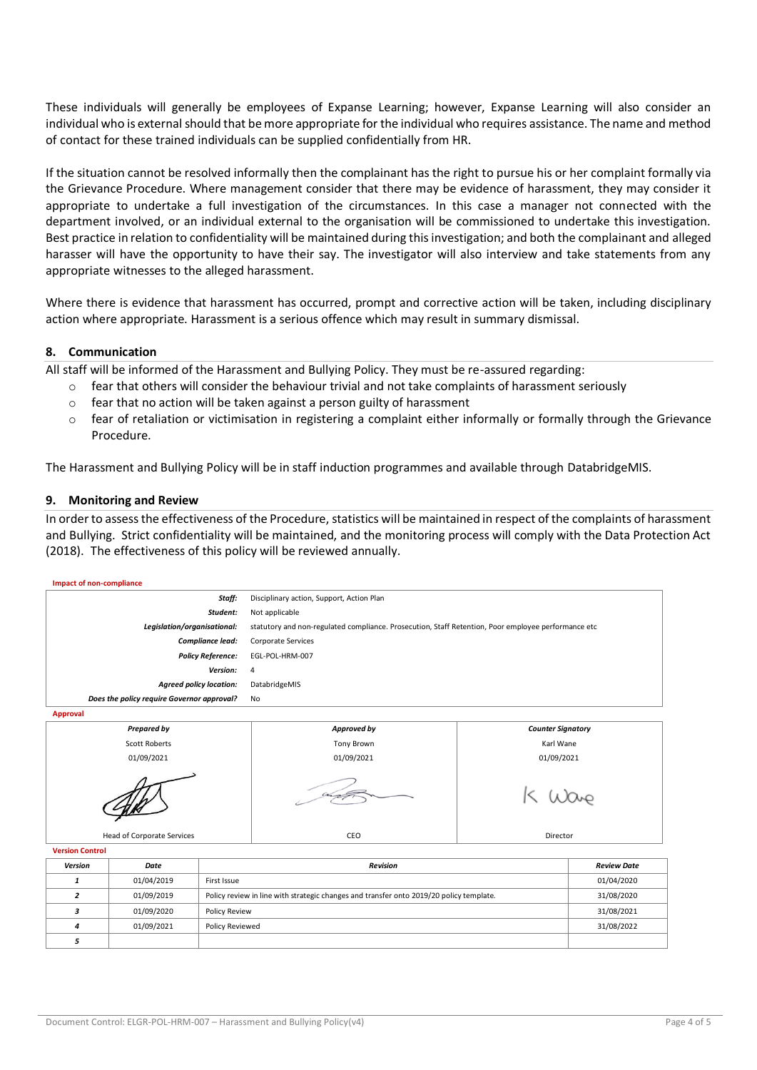These individuals will generally be employees of Expanse Learning; however, Expanse Learning will also consider an individual who is external should that be more appropriate for the individual who requires assistance. The name and method of contact for these trained individuals can be supplied confidentially from HR.

If the situation cannot be resolved informally then the complainant has the right to pursue his or her complaint formally via the Grievance Procedure. Where management consider that there may be evidence of harassment, they may consider it appropriate to undertake a full investigation of the circumstances. In this case a manager not connected with the department involved, or an individual external to the organisation will be commissioned to undertake this investigation. Best practice in relation to confidentiality will be maintained during this investigation; and both the complainant and alleged harasser will have the opportunity to have their say. The investigator will also interview and take statements from any appropriate witnesses to the alleged harassment.

Where there is evidence that harassment has occurred, prompt and corrective action will be taken, including disciplinary action where appropriate. Harassment is a serious offence which may result in summary dismissal.

## 8. Communication

All staff will be informed of the Harassment and Bullying Policy. They must be re-assured regarding:

- fear that others will consider the behaviour trivial and not take complaints of harassment seriously
- fear that no action will be taken against a person guilty of harassment
- fear of retaliation or victimisation in registering a complaint either informally or formally through the Grievance Procedure.

The Harassment and Bullying Policy will be in staff induction programmes and available through DatabridgeMIS.

## 9. Monitoring and Review

In order to assess the effectiveness of the Procedure, statistics will be maintained in respect of the complaints of harassment and Bullying. Strict confidentiality will be maintained, and the monitoring process will comply with the Data Protection Act (2018). The effectiveness of this policy will be reviewed annually.

**Impact of non-compliance**

| | |
|---|---|
| ***Staff:*** | Disciplinary action, Support, Action Plan |
| ***Student:*** | Not applicable |
| ***Legislation/organisational:*** | statutory and non-regulated compliance. Prosecution, Staff Retention, Poor employee performance etc |
| ***Compliance lead:*** | Corporate Services |
| ***Policy Reference:*** | EGL-POL-HRM-007 |
| ***Version:*** | 4 |
| ***Agreed policy location:*** | DatabridgeMIS |
| ***Does the policy require Governor approval?*** | No |

**Approval**

| ***Prepared by*** | ***Approved by*** | ***Counter Signatory*** |
|---|---|---|
| Scott Roberts | Tony Brown | Karl Wane |
| 01/09/2021 | 01/09/2021 | 01/09/2021 |
| | | K Wane |
| Head of Corporate Services | CEO | Director |

**Version Control**

| ***Version*** | ***Date*** | ***Revision*** | ***Review Date*** |
|---|---|---|---|
| ***1*** | 01/04/2019 | First Issue | 01/04/2020 |
| ***2*** | 01/09/2019 | Policy review in line with strategic changes and transfer onto 2019/20 policy template. | 31/08/2020 |
| ***3*** | 01/09/2020 | Policy Review | 31/08/2021 |
| ***4*** | 01/09/2021 | Policy Reviewed | 31/08/2022 |
| ***5*** | | | |